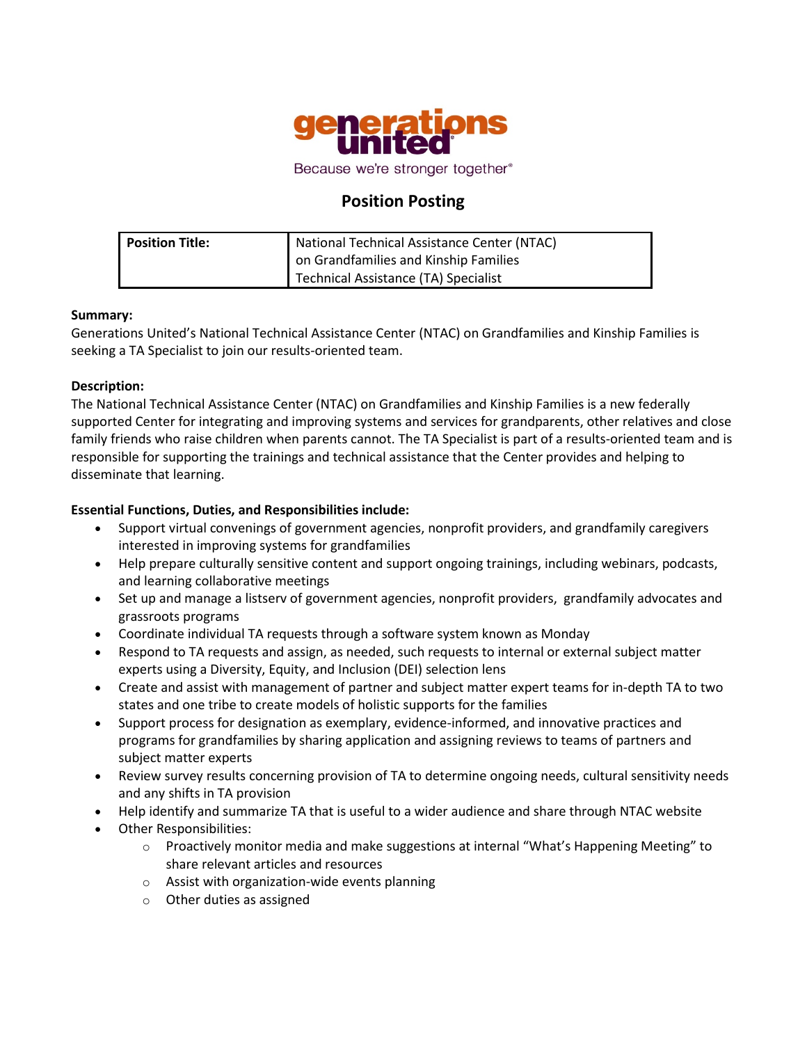generations united

Because we're stronger together®

# Position Posting

| **Position Title:** | National Technical Assistance Center (NTAC) on Grandfamilies and Kinship Families Technical Assistance (TA) Specialist |
|---|---|

**Summary:**
Generations United's National Technical Assistance Center (NTAC) on Grandfamilies and Kinship Families is seeking a TA Specialist to join our results-oriented team.

**Description:**
The National Technical Assistance Center (NTAC) on Grandfamilies and Kinship Families is a new federally supported Center for integrating and improving systems and services for grandparents, other relatives and close family friends who raise children when parents cannot. The TA Specialist is part of a results-oriented team and is responsible for supporting the trainings and technical assistance that the Center provides and helping to disseminate that learning.

**Essential Functions, Duties, and Responsibilities include:**

- Support virtual convenings of government agencies, nonprofit providers, and grandfamily caregivers interested in improving systems for grandfamilies
- Help prepare culturally sensitive content and support ongoing trainings, including webinars, podcasts, and learning collaborative meetings
- Set up and manage a listserv of government agencies, nonprofit providers, grandfamily advocates and grassroots programs
- Coordinate individual TA requests through a software system known as Monday
- Respond to TA requests and assign, as needed, such requests to internal or external subject matter experts using a Diversity, Equity, and Inclusion (DEI) selection lens
- Create and assist with management of partner and subject matter expert teams for in-depth TA to two states and one tribe to create models of holistic supports for the families
- Support process for designation as exemplary, evidence-informed, and innovative practices and programs for grandfamilies by sharing application and assigning reviews to teams of partners and subject matter experts
- Review survey results concerning provision of TA to determine ongoing needs, cultural sensitivity needs and any shifts in TA provision
- Help identify and summarize TA that is useful to a wider audience and share through NTAC website
- Other Responsibilities:
  - Proactively monitor media and make suggestions at internal "What's Happening Meeting" to share relevant articles and resources
  - Assist with organization-wide events planning
  - Other duties as assigned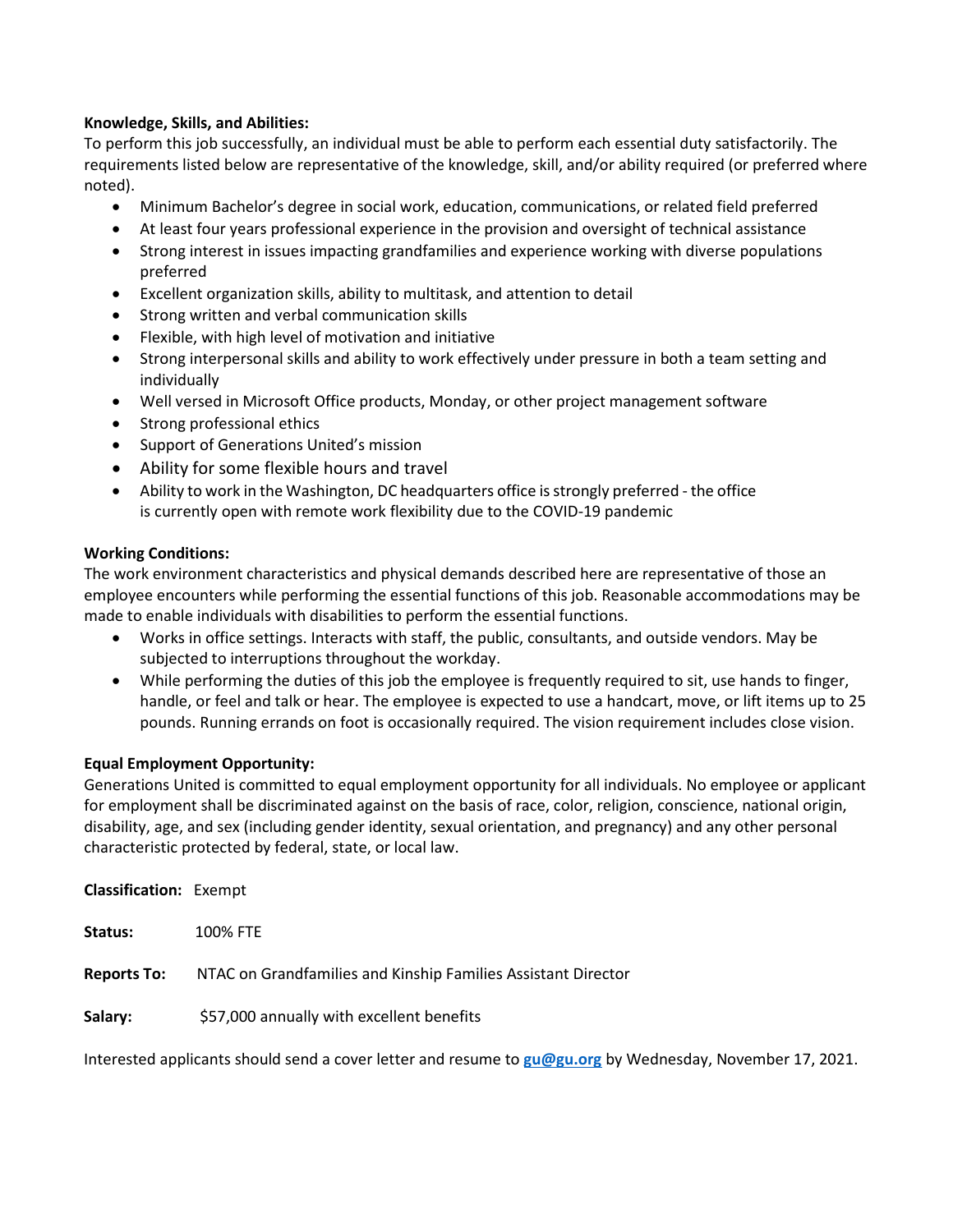**Knowledge, Skills, and Abilities:**

To perform this job successfully, an individual must be able to perform each essential duty satisfactorily. The requirements listed below are representative of the knowledge, skill, and/or ability required (or preferred where noted).

- Minimum Bachelor's degree in social work, education, communications, or related field preferred
- At least four years professional experience in the provision and oversight of technical assistance
- Strong interest in issues impacting grandfamilies and experience working with diverse populations preferred
- Excellent organization skills, ability to multitask, and attention to detail
- Strong written and verbal communication skills
- Flexible, with high level of motivation and initiative
- Strong interpersonal skills and ability to work effectively under pressure in both a team setting and individually
- Well versed in Microsoft Office products, Monday, or other project management software
- Strong professional ethics
- Support of Generations United's mission
- Ability for some flexible hours and travel
- Ability to work in the Washington, DC headquarters office is strongly preferred - the office is currently open with remote work flexibility due to the COVID-19 pandemic

**Working Conditions:**

The work environment characteristics and physical demands described here are representative of those an employee encounters while performing the essential functions of this job. Reasonable accommodations may be made to enable individuals with disabilities to perform the essential functions.

- Works in office settings. Interacts with staff, the public, consultants, and outside vendors. May be subjected to interruptions throughout the workday.
- While performing the duties of this job the employee is frequently required to sit, use hands to finger, handle, or feel and talk or hear. The employee is expected to use a handcart, move, or lift items up to 25 pounds. Running errands on foot is occasionally required. The vision requirement includes close vision.

**Equal Employment Opportunity:**

Generations United is committed to equal employment opportunity for all individuals. No employee or applicant for employment shall be discriminated against on the basis of race, color, religion, conscience, national origin, disability, age, and sex (including gender identity, sexual orientation, and pregnancy) and any other personal characteristic protected by federal, state, or local law.

**Classification:** Exempt

**Status:** 100% FTE

**Reports To:** NTAC on Grandfamilies and Kinship Families Assistant Director

**Salary:** $57,000 annually with excellent benefits

Interested applicants should send a cover letter and resume to **gu@gu.org** by Wednesday, November 17, 2021.